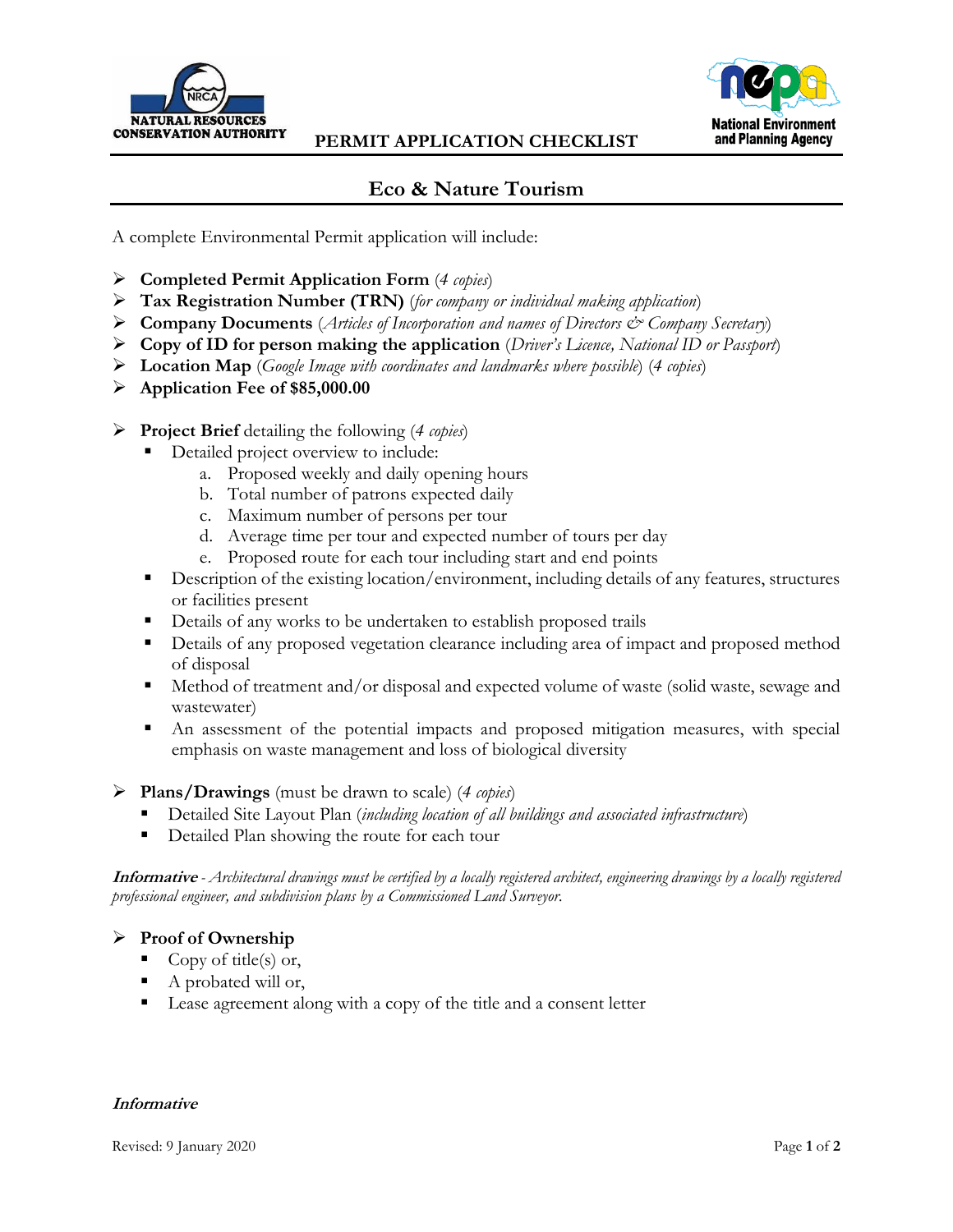NATURAL RESOURCES CONSERVATION AUTHORITY

**PERMIT APPLICATION CHECKLIST**

National Environment and Planning Agency

# Eco & Nature Tourism

A complete Environmental Permit application will include:

- **Completed Permit Application Form** (*4 copies*)
- **Tax Registration Number (TRN)** (*for company or individual making application*)
- **Company Documents** (*Articles of Incorporation and names of Directors & Company Secretary*)
- **Copy of ID for person making the application** (*Driver's Licence, National ID or Passport*)
- **Location Map** (*Google Image with coordinates and landmarks where possible*) (*4 copies*)
- **Application Fee of $85,000.00**

- **Project Brief** detailing the following (*4 copies*)
  - Detailed project overview to include:
    a. Proposed weekly and daily opening hours
    b. Total number of patrons expected daily
    c. Maximum number of persons per tour
    d. Average time per tour and expected number of tours per day
    e. Proposed route for each tour including start and end points
  - Description of the existing location/environment, including details of any features, structures or facilities present
  - Details of any works to be undertaken to establish proposed trails
  - Details of any proposed vegetation clearance including area of impact and proposed method of disposal
  - Method of treatment and/or disposal and expected volume of waste (solid waste, sewage and wastewater)
  - An assessment of the potential impacts and proposed mitigation measures, with special emphasis on waste management and loss of biological diversity

- **Plans/Drawings** (must be drawn to scale) (*4 copies*)
  - Detailed Site Layout Plan (*including location of all buildings and associated infrastructure*)
  - Detailed Plan showing the route for each tour

***Informative*** - *Architectural drawings must be certified by a locally registered architect, engineering drawings by a locally registered professional engineer, and subdivision plans by a Commissioned Land Surveyor.*

- **Proof of Ownership**
  - Copy of title(s) or,
  - A probated will or,
  - Lease agreement along with a copy of the title and a consent letter

***Informative***

Revised: 9 January 2020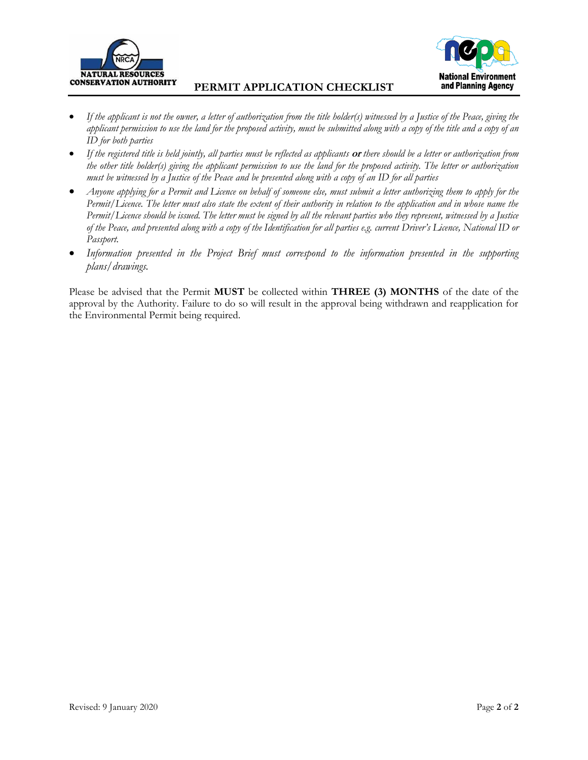- *If the applicant is not the owner, a letter of authorization from the title holder(s) witnessed by a Justice of the Peace, giving the applicant permission to use the land for the proposed activity, must be submitted along with a copy of the title and a copy of an ID for both parties*
- *If the registered title is held jointly, all parties must be reflected as applicants* ***or*** *there should be a letter or authorization from the other title holder(s) giving the applicant permission to use the land for the proposed activity. The letter or authorization must be witnessed by a Justice of the Peace and be presented along with a copy of an ID for all parties*
- *Anyone applying for a Permit and Licence on behalf of someone else, must submit a letter authorizing them to apply for the Permit/Licence. The letter must also state the extent of their authority in relation to the application and in whose name the Permit/Licence should be issued. The letter must be signed by all the relevant parties who they represent, witnessed by a Justice of the Peace, and presented along with a copy of the Identification for all parties e.g. current Driver's Licence, National ID or Passport.*
- *Information presented in the Project Brief must correspond to the information presented in the supporting plans/drawings.*

Please be advised that the Permit **MUST** be collected within **THREE (3) MONTHS** of the date of the approval by the Authority. Failure to do so will result in the approval being withdrawn and reapplication for the Environmental Permit being required.